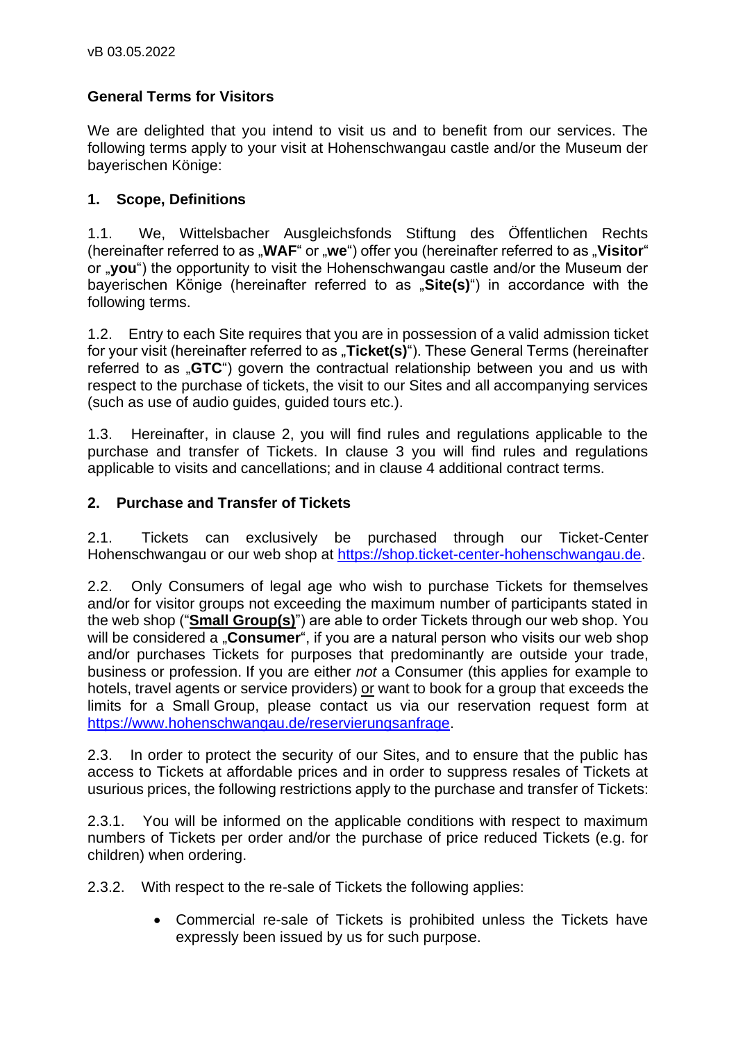vB 03.05.2022

# General Terms for Visitors

We are delighted that you intend to visit us and to benefit from our services. The following terms apply to your visit at Hohenschwangau castle and/or the Museum der bayerischen Könige:

## 1. Scope, Definitions

1.1. We, Wittelsbacher Ausgleichsfonds Stiftung des Öffentlichen Rechts (hereinafter referred to as „**WAF**“ or „**we**“) offer you (hereinafter referred to as „**Visitor**“ or „**you**“) the opportunity to visit the Hohenschwangau castle and/or the Museum der bayerischen Könige (hereinafter referred to as „**Site(s)**“) in accordance with the following terms.

1.2. Entry to each Site requires that you are in possession of a valid admission ticket for your visit (hereinafter referred to as „**Ticket(s)**“). These General Terms (hereinafter referred to as „**GTC**“) govern the contractual relationship between you and us with respect to the purchase of tickets, the visit to our Sites and all accompanying services (such as use of audio guides, guided tours etc.).

1.3. Hereinafter, in clause 2, you will find rules and regulations applicable to the purchase and transfer of Tickets. In clause 3 you will find rules and regulations applicable to visits and cancellations; and in clause 4 additional contract terms.

## 2. Purchase and Transfer of Tickets

2.1. Tickets can exclusively be purchased through our Ticket-Center Hohenschwangau or our web shop at https://shop.ticket-center-hohenschwangau.de.

2.2. Only Consumers of legal age who wish to purchase Tickets for themselves and/or for visitor groups not exceeding the maximum number of participants stated in the web shop (“**Small Group(s)**”) are able to order Tickets through our web shop. You will be considered a „**Consumer**“, if you are a natural person who visits our web shop and/or purchases Tickets for purposes that predominantly are outside your trade, business or profession. If you are either *not* a Consumer (this applies for example to hotels, travel agents or service providers) or want to book for a group that exceeds the limits for a Small Group, please contact us via our reservation request form at https://www.hohenschwangau.de/reservierungsanfrage.

2.3. In order to protect the security of our Sites, and to ensure that the public has access to Tickets at affordable prices and in order to suppress resales of Tickets at usurious prices, the following restrictions apply to the purchase and transfer of Tickets:

2.3.1. You will be informed on the applicable conditions with respect to maximum numbers of Tickets per order and/or the purchase of price reduced Tickets (e.g. for children) when ordering.

2.3.2. With respect to the re-sale of Tickets the following applies:

- Commercial re-sale of Tickets is prohibited unless the Tickets have expressly been issued by us for such purpose.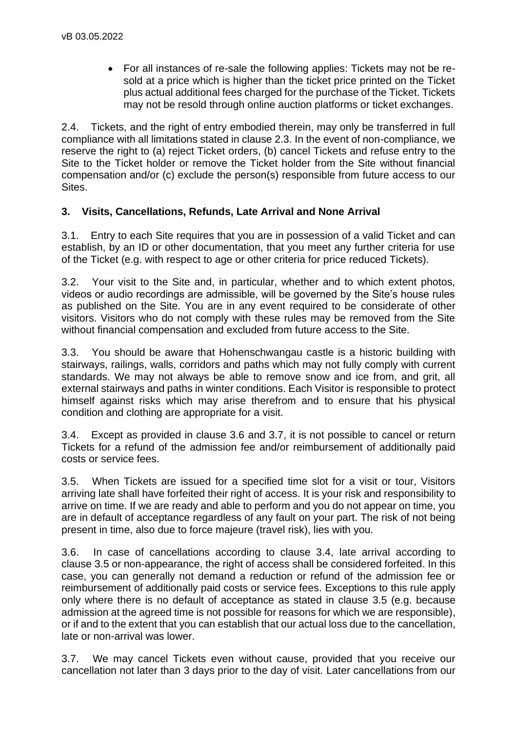- For all instances of re-sale the following applies: Tickets may not be re-sold at a price which is higher than the ticket price printed on the Ticket plus actual additional fees charged for the purchase of the Ticket. Tickets may not be resold through online auction platforms or ticket exchanges.

2.4. Tickets, and the right of entry embodied therein, may only be transferred in full compliance with all limitations stated in clause 2.3. In the event of non-compliance, we reserve the right to (a) reject Ticket orders, (b) cancel Tickets and refuse entry to the Site to the Ticket holder or remove the Ticket holder from the Site without financial compensation and/or (c) exclude the person(s) responsible from future access to our Sites.

## 3. Visits, Cancellations, Refunds, Late Arrival and None Arrival

3.1. Entry to each Site requires that you are in possession of a valid Ticket and can establish, by an ID or other documentation, that you meet any further criteria for use of the Ticket (e.g. with respect to age or other criteria for price reduced Tickets).

3.2. Your visit to the Site and, in particular, whether and to which extent photos, videos or audio recordings are admissible, will be governed by the Site's house rules as published on the Site. You are in any event required to be considerate of other visitors. Visitors who do not comply with these rules may be removed from the Site without financial compensation and excluded from future access to the Site.

3.3. You should be aware that Hohenschwangau castle is a historic building with stairways, railings, walls, corridors and paths which may not fully comply with current standards. We may not always be able to remove snow and ice from, and grit, all external stairways and paths in winter conditions. Each Visitor is responsible to protect himself against risks which may arise therefrom and to ensure that his physical condition and clothing are appropriate for a visit.

3.4. Except as provided in clause 3.6 and 3.7, it is not possible to cancel or return Tickets for a refund of the admission fee and/or reimbursement of additionally paid costs or service fees.

3.5. When Tickets are issued for a specified time slot for a visit or tour, Visitors arriving late shall have forfeited their right of access. It is your risk and responsibility to arrive on time. If we are ready and able to perform and you do not appear on time, you are in default of acceptance regardless of any fault on your part. The risk of not being present in time, also due to force majeure (travel risk), lies with you.

3.6. In case of cancellations according to clause 3.4, late arrival according to clause 3.5 or non-appearance, the right of access shall be considered forfeited. In this case, you can generally not demand a reduction or refund of the admission fee or reimbursement of additionally paid costs or service fees. Exceptions to this rule apply only where there is no default of acceptance as stated in clause 3.5 (e.g. because admission at the agreed time is not possible for reasons for which we are responsible), or if and to the extent that you can establish that our actual loss due to the cancellation, late or non-arrival was lower.

3.7. We may cancel Tickets even without cause, provided that you receive our cancellation not later than 3 days prior to the day of visit. Later cancellations from our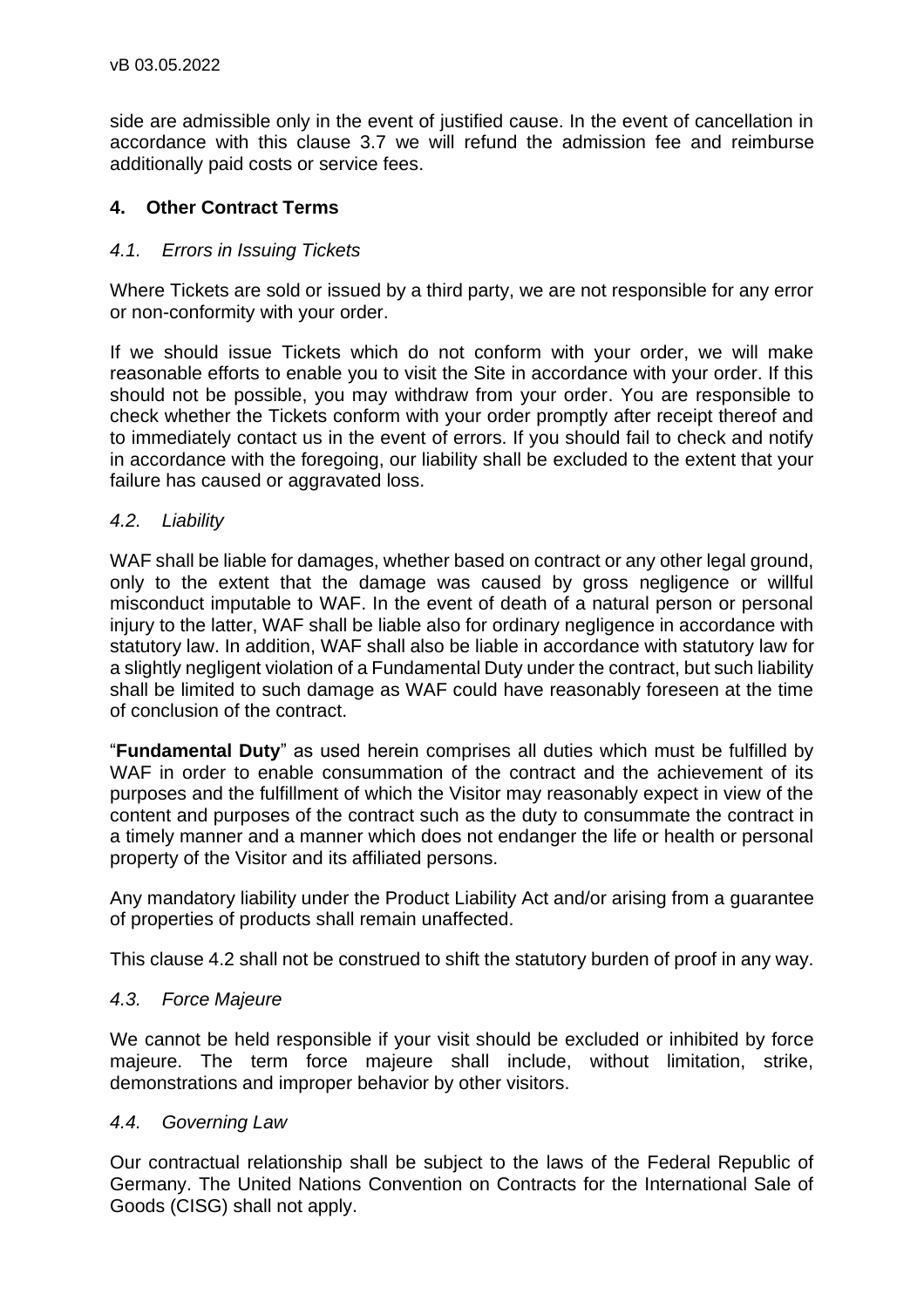side are admissible only in the event of justified cause. In the event of cancellation in accordance with this clause 3.7 we will refund the admission fee and reimburse additionally paid costs or service fees.

## 4. Other Contract Terms

### *4.1. Errors in Issuing Tickets*

Where Tickets are sold or issued by a third party, we are not responsible for any error or non-conformity with your order.

If we should issue Tickets which do not conform with your order, we will make reasonable efforts to enable you to visit the Site in accordance with your order. If this should not be possible, you may withdraw from your order. You are responsible to check whether the Tickets conform with your order promptly after receipt thereof and to immediately contact us in the event of errors. If you should fail to check and notify in accordance with the foregoing, our liability shall be excluded to the extent that your failure has caused or aggravated loss.

### *4.2. Liability*

WAF shall be liable for damages, whether based on contract or any other legal ground, only to the extent that the damage was caused by gross negligence or willful misconduct imputable to WAF. In the event of death of a natural person or personal injury to the latter, WAF shall be liable also for ordinary negligence in accordance with statutory law. In addition, WAF shall also be liable in accordance with statutory law for a slightly negligent violation of a Fundamental Duty under the contract, but such liability shall be limited to such damage as WAF could have reasonably foreseen at the time of conclusion of the contract.

"**Fundamental Duty**" as used herein comprises all duties which must be fulfilled by WAF in order to enable consummation of the contract and the achievement of its purposes and the fulfillment of which the Visitor may reasonably expect in view of the content and purposes of the contract such as the duty to consummate the contract in a timely manner and a manner which does not endanger the life or health or personal property of the Visitor and its affiliated persons.

Any mandatory liability under the Product Liability Act and/or arising from a guarantee of properties of products shall remain unaffected.

This clause 4.2 shall not be construed to shift the statutory burden of proof in any way.

### *4.3. Force Majeure*

We cannot be held responsible if your visit should be excluded or inhibited by force majeure. The term force majeure shall include, without limitation, strike, demonstrations and improper behavior by other visitors.

### *4.4. Governing Law*

Our contractual relationship shall be subject to the laws of the Federal Republic of Germany. The United Nations Convention on Contracts for the International Sale of Goods (CISG) shall not apply.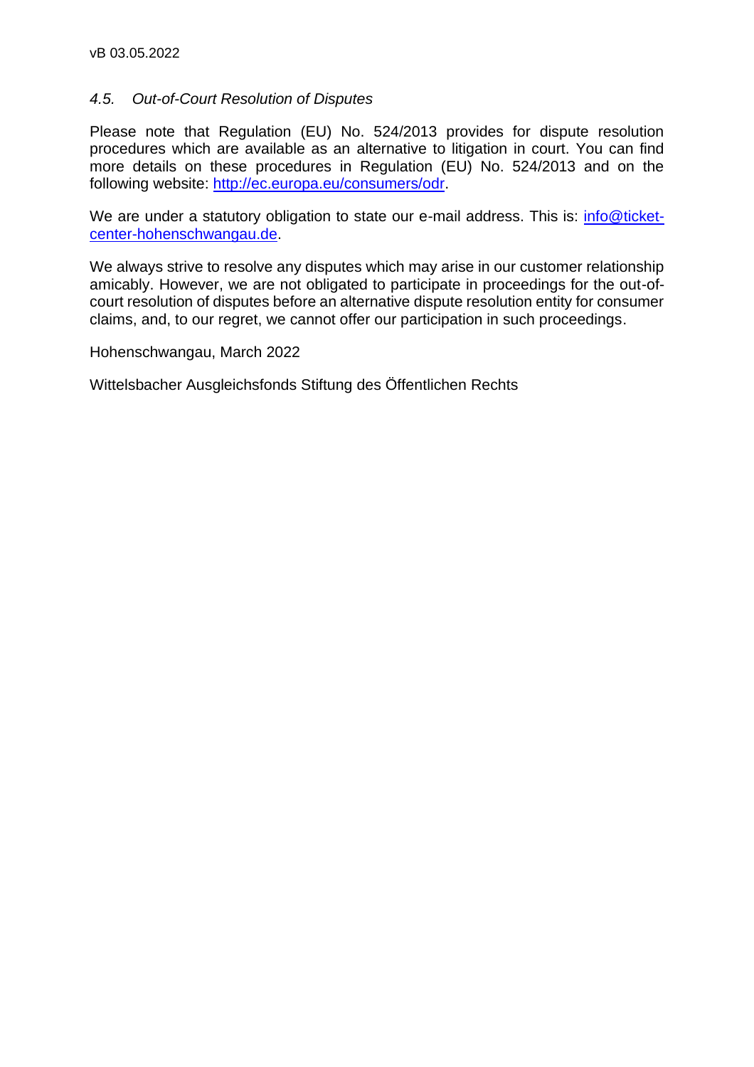### *4.5. Out-of-Court Resolution of Disputes*

Please note that Regulation (EU) No. 524/2013 provides for dispute resolution procedures which are available as an alternative to litigation in court. You can find more details on these procedures in Regulation (EU) No. 524/2013 and on the following website: http://ec.europa.eu/consumers/odr.

We are under a statutory obligation to state our e-mail address. This is: info@ticket-center-hohenschwangau.de.

We always strive to resolve any disputes which may arise in our customer relationship amicably. However, we are not obligated to participate in proceedings for the out-of-court resolution of disputes before an alternative dispute resolution entity for consumer claims, and, to our regret, we cannot offer our participation in such proceedings.

Hohenschwangau, March 2022

Wittelsbacher Ausgleichsfonds Stiftung des Öffentlichen Rechts